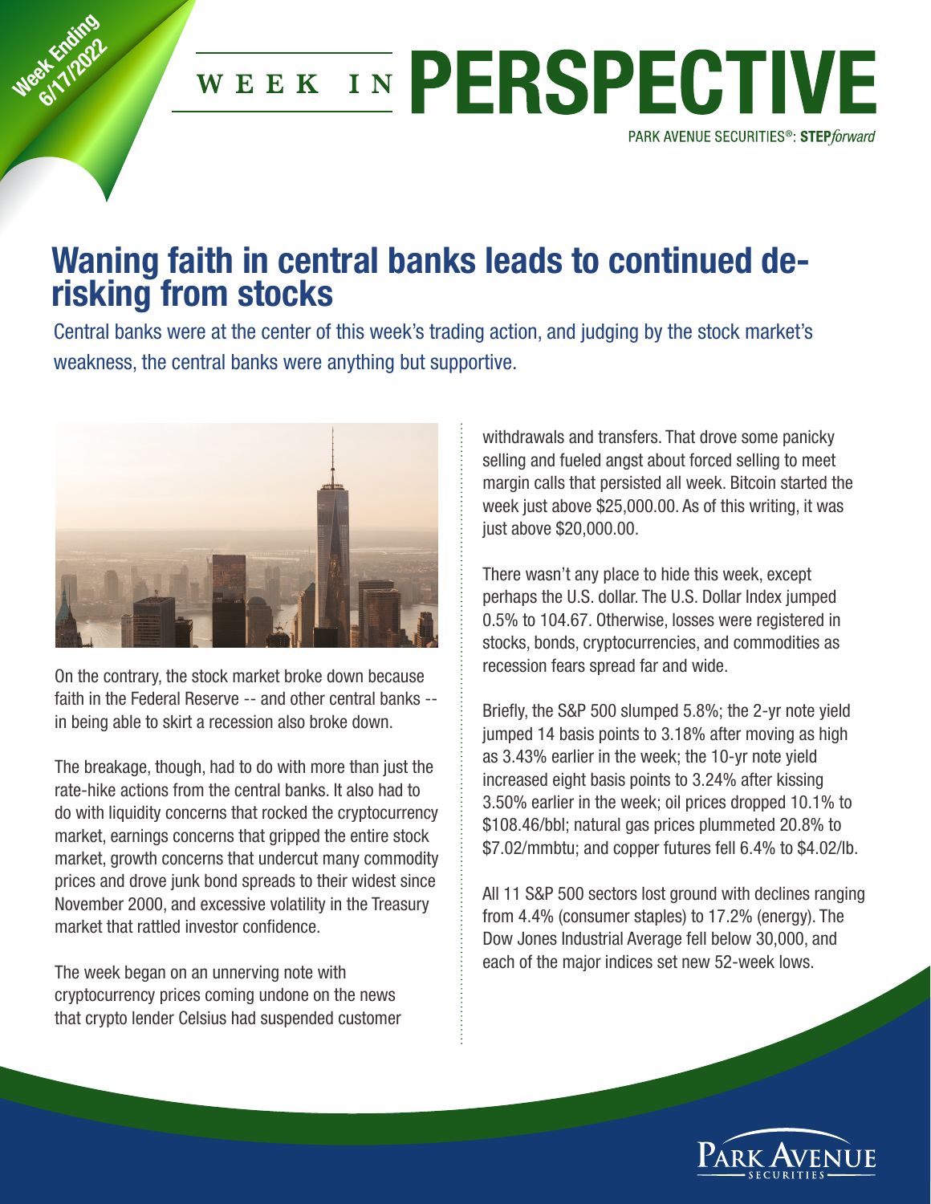Week Ending 6/17/2022

# WEEK IN PERSPECTIVE

PARK AVENUE SECURITIES®: **STEP***forward*

## Waning faith in central banks leads to continued de-risking from stocks

Central banks were at the center of this week's trading action, and judging by the stock market's weakness, the central banks were anything but supportive.

On the contrary, the stock market broke down because faith in the Federal Reserve -- and other central banks -- in being able to skirt a recession also broke down.

The breakage, though, had to do with more than just the rate-hike actions from the central banks. It also had to do with liquidity concerns that rocked the cryptocurrency market, earnings concerns that gripped the entire stock market, growth concerns that undercut many commodity prices and drove junk bond spreads to their widest since November 2000, and excessive volatility in the Treasury market that rattled investor confidence.

The week began on an unnerving note with cryptocurrency prices coming undone on the news that crypto lender Celsius had suspended customer withdrawals and transfers. That drove some panicky selling and fueled angst about forced selling to meet margin calls that persisted all week. Bitcoin started the week just above $25,000.00. As of this writing, it was just above $20,000.00.

There wasn't any place to hide this week, except perhaps the U.S. dollar. The U.S. Dollar Index jumped 0.5% to 104.67. Otherwise, losses were registered in stocks, bonds, cryptocurrencies, and commodities as recession fears spread far and wide.

Briefly, the S&P 500 slumped 5.8%; the 2-yr note yield jumped 14 basis points to 3.18% after moving as high as 3.43% earlier in the week; the 10-yr note yield increased eight basis points to 3.24% after kissing 3.50% earlier in the week; oil prices dropped 10.1% to $108.46/bbl; natural gas prices plummeted 20.8% to $7.02/mmbtu; and copper futures fell 6.4% to $4.02/lb.

All 11 S&P 500 sectors lost ground with declines ranging from 4.4% (consumer staples) to 17.2% (energy). The Dow Jones Industrial Average fell below 30,000, and each of the major indices set new 52-week lows.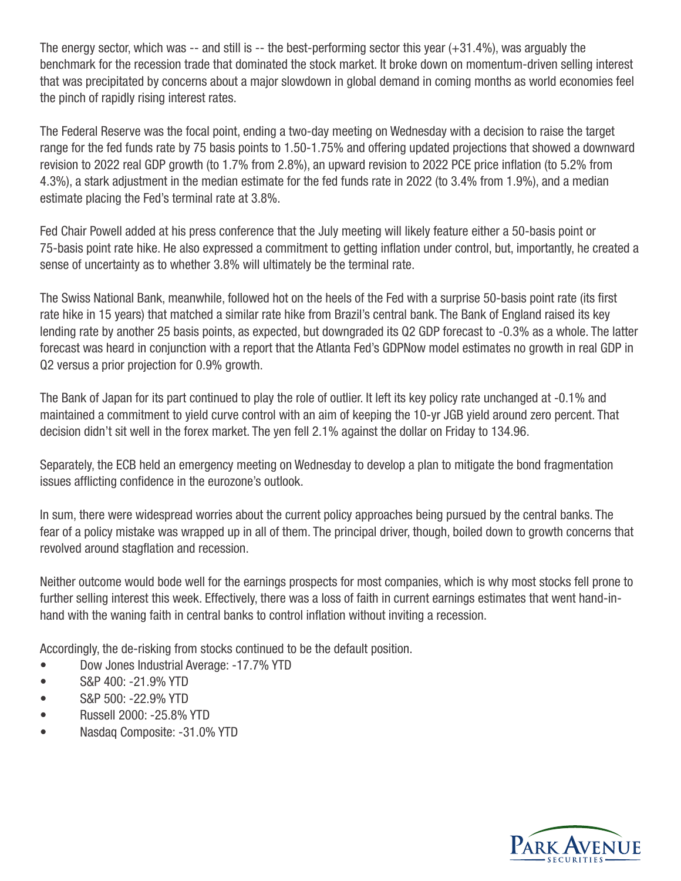The energy sector, which was -- and still is -- the best-performing sector this year (+31.4%), was arguably the benchmark for the recession trade that dominated the stock market. It broke down on momentum-driven selling interest that was precipitated by concerns about a major slowdown in global demand in coming months as world economies feel the pinch of rapidly rising interest rates.

The Federal Reserve was the focal point, ending a two-day meeting on Wednesday with a decision to raise the target range for the fed funds rate by 75 basis points to 1.50-1.75% and offering updated projections that showed a downward revision to 2022 real GDP growth (to 1.7% from 2.8%), an upward revision to 2022 PCE price inflation (to 5.2% from 4.3%), a stark adjustment in the median estimate for the fed funds rate in 2022 (to 3.4% from 1.9%), and a median estimate placing the Fed's terminal rate at 3.8%.

Fed Chair Powell added at his press conference that the July meeting will likely feature either a 50-basis point or 75-basis point rate hike. He also expressed a commitment to getting inflation under control, but, importantly, he created a sense of uncertainty as to whether 3.8% will ultimately be the terminal rate.

The Swiss National Bank, meanwhile, followed hot on the heels of the Fed with a surprise 50-basis point rate (its first rate hike in 15 years) that matched a similar rate hike from Brazil's central bank. The Bank of England raised its key lending rate by another 25 basis points, as expected, but downgraded its Q2 GDP forecast to -0.3% as a whole. The latter forecast was heard in conjunction with a report that the Atlanta Fed's GDPNow model estimates no growth in real GDP in Q2 versus a prior projection for 0.9% growth.

The Bank of Japan for its part continued to play the role of outlier. It left its key policy rate unchanged at -0.1% and maintained a commitment to yield curve control with an aim of keeping the 10-yr JGB yield around zero percent. That decision didn't sit well in the forex market. The yen fell 2.1% against the dollar on Friday to 134.96.

Separately, the ECB held an emergency meeting on Wednesday to develop a plan to mitigate the bond fragmentation issues afflicting confidence in the eurozone's outlook.

In sum, there were widespread worries about the current policy approaches being pursued by the central banks. The fear of a policy mistake was wrapped up in all of them. The principal driver, though, boiled down to growth concerns that revolved around stagflation and recession.

Neither outcome would bode well for the earnings prospects for most companies, which is why most stocks fell prone to further selling interest this week. Effectively, there was a loss of faith in current earnings estimates that went hand-in-hand with the waning faith in central banks to control inflation without inviting a recession.

Accordingly, the de-risking from stocks continued to be the default position.

- Dow Jones Industrial Average: -17.7% YTD
- S&P 400: -21.9% YTD
- S&P 500: -22.9% YTD
- Russell 2000: -25.8% YTD
- Nasdaq Composite: -31.0% YTD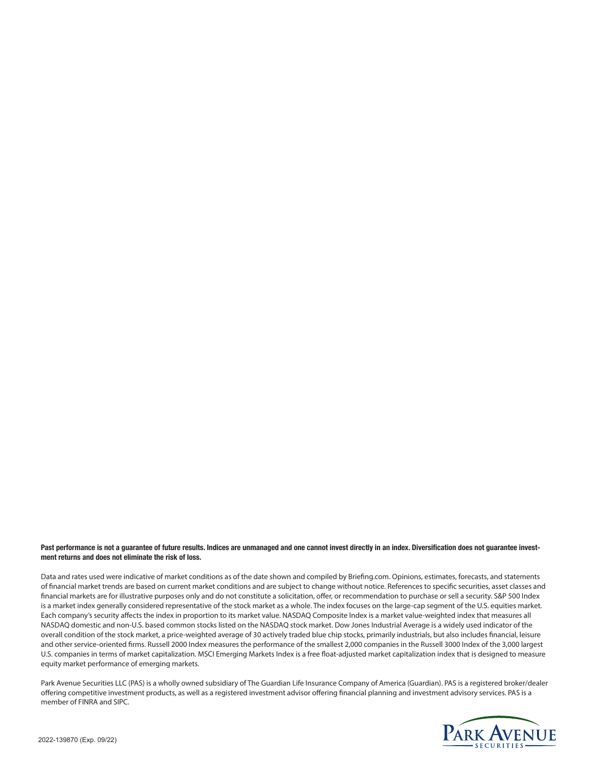**Past performance is not a guarantee of future results. Indices are unmanaged and one cannot invest directly in an index. Diversification does not guarantee investment returns and does not eliminate the risk of loss.**

Data and rates used were indicative of market conditions as of the date shown and compiled by Briefing.com. Opinions, estimates, forecasts, and statements of financial market trends are based on current market conditions and are subject to change without notice. References to specific securities, asset classes and financial markets are for illustrative purposes only and do not constitute a solicitation, offer, or recommendation to purchase or sell a security. S&P 500 Index is a market index generally considered representative of the stock market as a whole. The index focuses on the large-cap segment of the U.S. equities market. Each company's security affects the index in proportion to its market value. NASDAQ Composite Index is a market value-weighted index that measures all NASDAQ domestic and non-U.S. based common stocks listed on the NASDAQ stock market. Dow Jones Industrial Average is a widely used indicator of the overall condition of the stock market, a price-weighted average of 30 actively traded blue chip stocks, primarily industrials, but also includes financial, leisure and other service-oriented firms. Russell 2000 Index measures the performance of the smallest 2,000 companies in the Russell 3000 Index of the 3,000 largest U.S. companies in terms of market capitalization. MSCI Emerging Markets Index is a free float-adjusted market capitalization index that is designed to measure equity market performance of emerging markets.

Park Avenue Securities LLC (PAS) is a wholly owned subsidiary of The Guardian Life Insurance Company of America (Guardian). PAS is a registered broker/dealer offering competitive investment products, as well as a registered investment advisor offering financial planning and investment advisory services. PAS is a member of FINRA and SIPC.

2022-139870 (Exp. 09/22)

PARK AVENUE SECURITIES